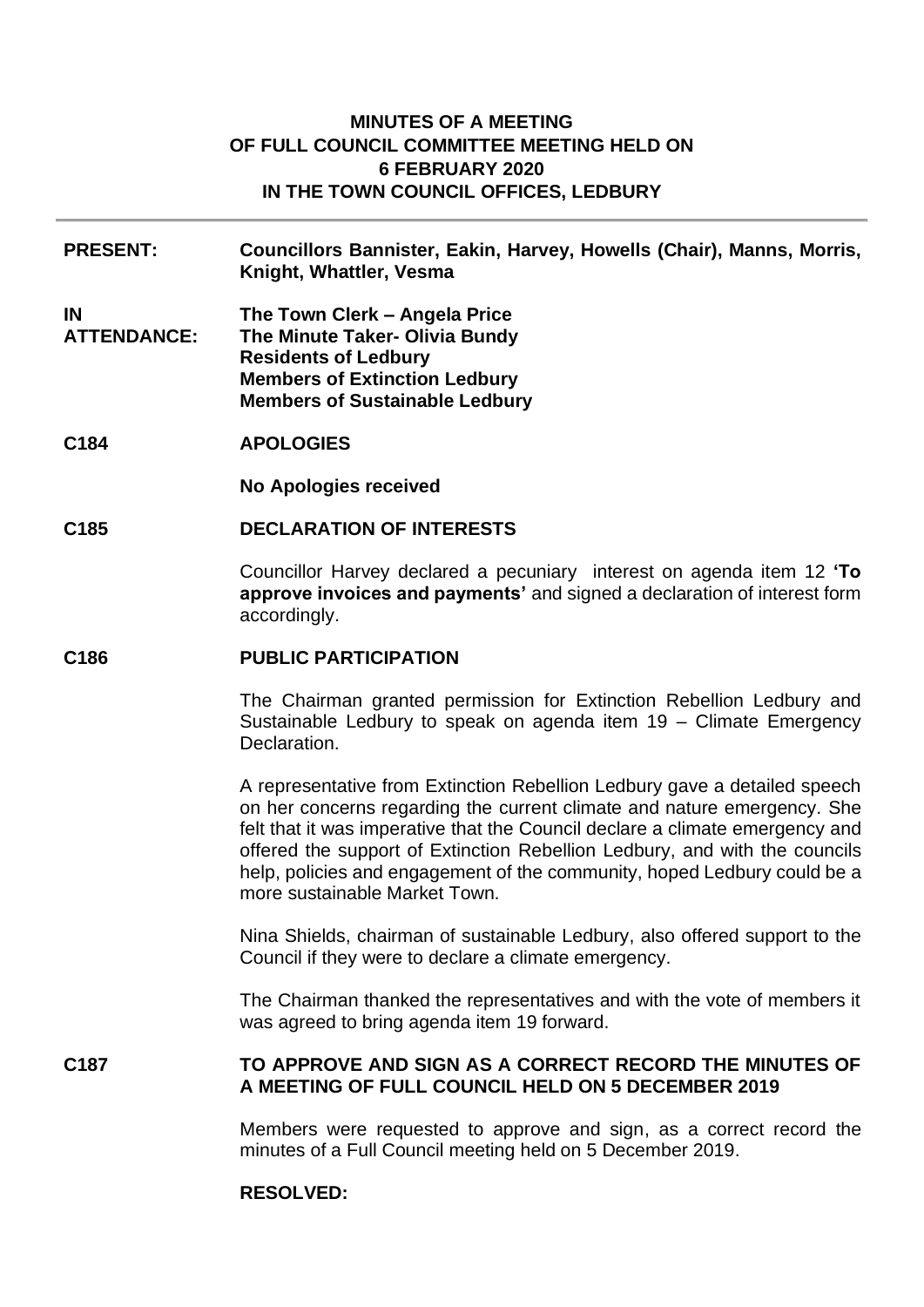# MINUTES OF A MEETING OF FULL COUNCIL COMMITTEE MEETING HELD ON 6 FEBRUARY 2020 IN THE TOWN COUNCIL OFFICES, LEDBURY

**PRESENT:** **Councillors Bannister, Eakin, Harvey, Howells (Chair), Manns, Morris, Knight, Whattler, Vesma**

**IN ATTENDANCE:**
**The Town Clerk – Angela Price**
**The Minute Taker- Olivia Bundy**
**Residents of Ledbury**
**Members of Extinction Ledbury**
**Members of Sustainable Ledbury**

## C184 APOLOGIES

**No Apologies received**

## C185 DECLARATION OF INTERESTS

Councillor Harvey declared a pecuniary interest on agenda item 12 **'To approve invoices and payments'** and signed a declaration of interest form accordingly.

## C186 PUBLIC PARTICIPATION

The Chairman granted permission for Extinction Rebellion Ledbury and Sustainable Ledbury to speak on agenda item 19 – Climate Emergency Declaration.

A representative from Extinction Rebellion Ledbury gave a detailed speech on her concerns regarding the current climate and nature emergency. She felt that it was imperative that the Council declare a climate emergency and offered the support of Extinction Rebellion Ledbury, and with the councils help, policies and engagement of the community, hoped Ledbury could be a more sustainable Market Town.

Nina Shields, chairman of sustainable Ledbury, also offered support to the Council if they were to declare a climate emergency.

The Chairman thanked the representatives and with the vote of members it was agreed to bring agenda item 19 forward.

## C187 TO APPROVE AND SIGN AS A CORRECT RECORD THE MINUTES OF A MEETING OF FULL COUNCIL HELD ON 5 DECEMBER 2019

Members were requested to approve and sign, as a correct record the minutes of a Full Council meeting held on 5 December 2019.

**RESOLVED:**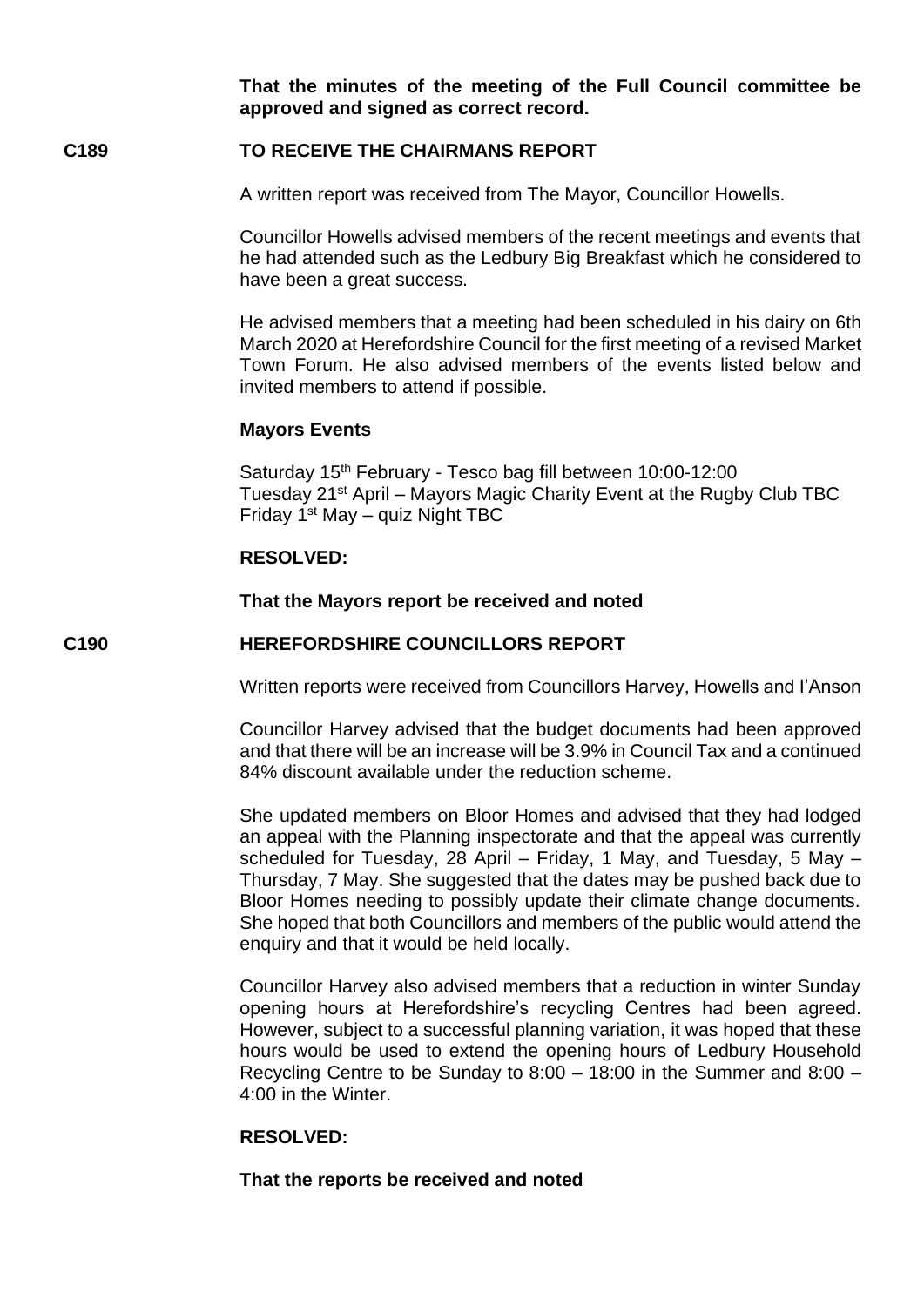**That the minutes of the meeting of the Full Council committee be approved and signed as correct record.**

## C189 TO RECEIVE THE CHAIRMANS REPORT

A written report was received from The Mayor, Councillor Howells.

Councillor Howells advised members of the recent meetings and events that he had attended such as the Ledbury Big Breakfast which he considered to have been a great success.

He advised members that a meeting had been scheduled in his dairy on 6th March 2020 at Herefordshire Council for the first meeting of a revised Market Town Forum. He also advised members of the events listed below and invited members to attend if possible.

**Mayors Events**

Saturday 15th February - Tesco bag fill between 10:00-12:00
Tuesday 21st April – Mayors Magic Charity Event at the Rugby Club TBC
Friday 1st May – quiz Night TBC

**RESOLVED:**

**That the Mayors report be received and noted**

## C190 HEREFORDSHIRE COUNCILLORS REPORT

Written reports were received from Councillors Harvey, Howells and I'Anson

Councillor Harvey advised that the budget documents had been approved and that there will be an increase will be 3.9% in Council Tax and a continued 84% discount available under the reduction scheme.

She updated members on Bloor Homes and advised that they had lodged an appeal with the Planning inspectorate and that the appeal was currently scheduled for Tuesday, 28 April – Friday, 1 May, and Tuesday, 5 May – Thursday, 7 May. She suggested that the dates may be pushed back due to Bloor Homes needing to possibly update their climate change documents. She hoped that both Councillors and members of the public would attend the enquiry and that it would be held locally.

Councillor Harvey also advised members that a reduction in winter Sunday opening hours at Herefordshire's recycling Centres had been agreed. However, subject to a successful planning variation, it was hoped that these hours would be used to extend the opening hours of Ledbury Household Recycling Centre to be Sunday to 8:00 – 18:00 in the Summer and 8:00 – 4:00 in the Winter.

**RESOLVED:**

**That the reports be received and noted**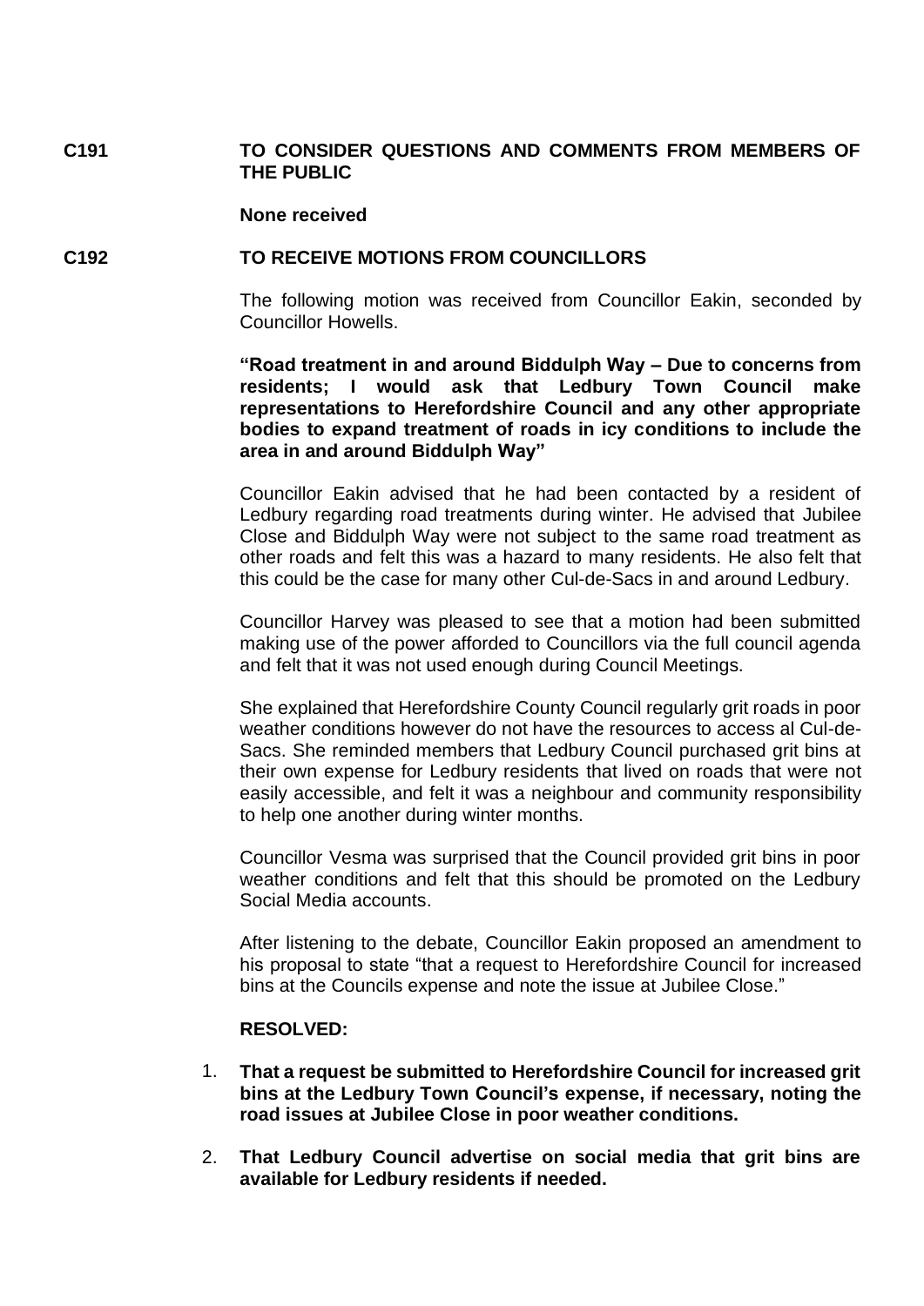**C191 TO CONSIDER QUESTIONS AND COMMENTS FROM MEMBERS OF THE PUBLIC**

**None received**

**C192 TO RECEIVE MOTIONS FROM COUNCILLORS**

The following motion was received from Councillor Eakin, seconded by Councillor Howells.

**"Road treatment in and around Biddulph Way – Due to concerns from residents; I would ask that Ledbury Town Council make representations to Herefordshire Council and any other appropriate bodies to expand treatment of roads in icy conditions to include the area in and around Biddulph Way"**

Councillor Eakin advised that he had been contacted by a resident of Ledbury regarding road treatments during winter. He advised that Jubilee Close and Biddulph Way were not subject to the same road treatment as other roads and felt this was a hazard to many residents. He also felt that this could be the case for many other Cul-de-Sacs in and around Ledbury.

Councillor Harvey was pleased to see that a motion had been submitted making use of the power afforded to Councillors via the full council agenda and felt that it was not used enough during Council Meetings.

She explained that Herefordshire County Council regularly grit roads in poor weather conditions however do not have the resources to access al Cul-de-Sacs. She reminded members that Ledbury Council purchased grit bins at their own expense for Ledbury residents that lived on roads that were not easily accessible, and felt it was a neighbour and community responsibility to help one another during winter months.

Councillor Vesma was surprised that the Council provided grit bins in poor weather conditions and felt that this should be promoted on the Ledbury Social Media accounts.

After listening to the debate, Councillor Eakin proposed an amendment to his proposal to state "that a request to Herefordshire Council for increased bins at the Councils expense and note the issue at Jubilee Close."

**RESOLVED:**

1. **That a request be submitted to Herefordshire Council for increased grit bins at the Ledbury Town Council's expense, if necessary, noting the road issues at Jubilee Close in poor weather conditions.**
2. **That Ledbury Council advertise on social media that grit bins are available for Ledbury residents if needed.**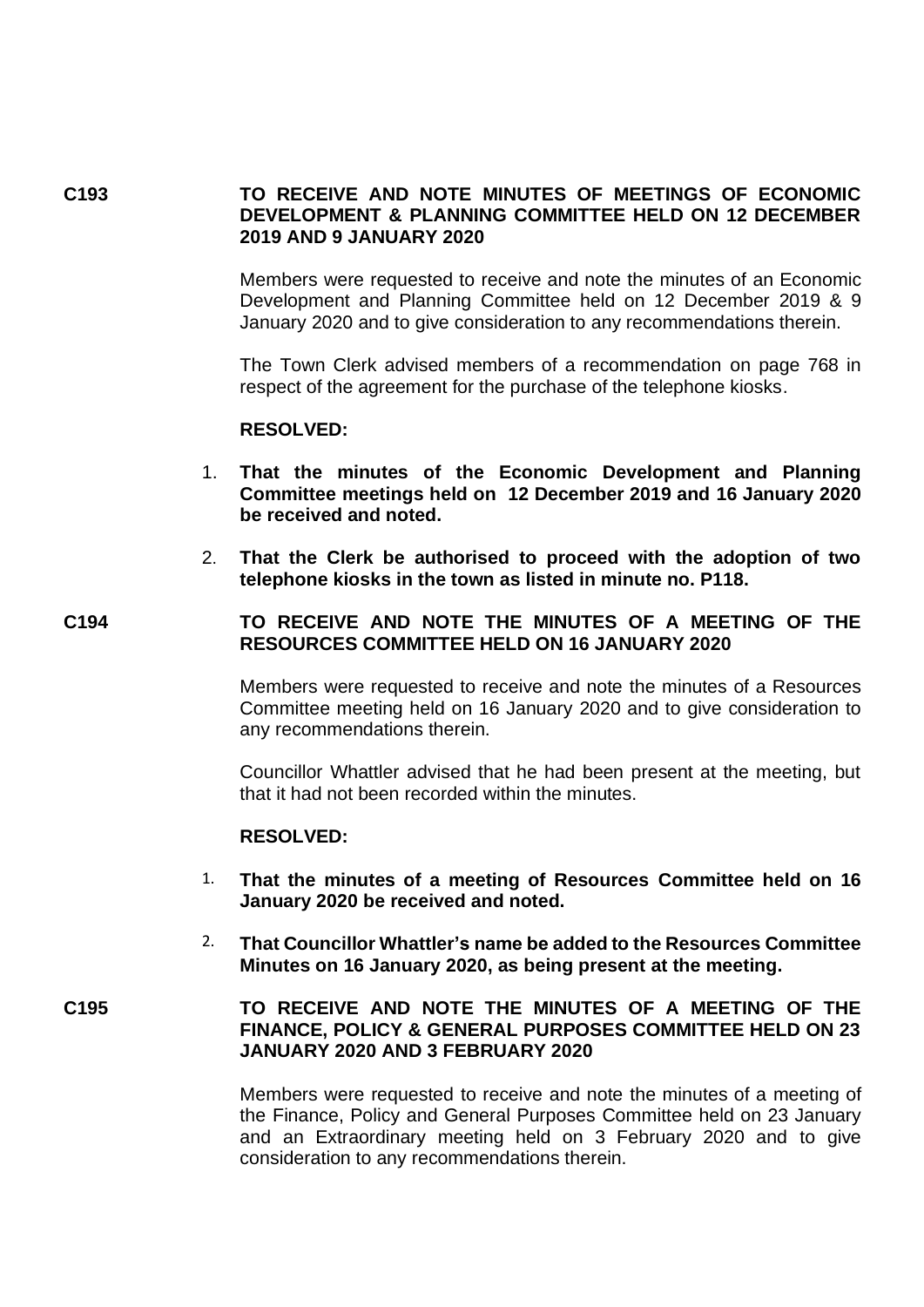**C193** **TO RECEIVE AND NOTE MINUTES OF MEETINGS OF ECONOMIC DEVELOPMENT & PLANNING COMMITTEE HELD ON 12 DECEMBER 2019 AND 9 JANUARY 2020**

Members were requested to receive and note the minutes of an Economic Development and Planning Committee held on 12 December 2019 & 9 January 2020 and to give consideration to any recommendations therein.

The Town Clerk advised members of a recommendation on page 768 in respect of the agreement for the purchase of the telephone kiosks.

**RESOLVED:**

1. **That the minutes of the Economic Development and Planning Committee meetings held on 12 December 2019 and 16 January 2020 be received and noted.**
2. **That the Clerk be authorised to proceed with the adoption of two telephone kiosks in the town as listed in minute no. P118.**

**C194** **TO RECEIVE AND NOTE THE MINUTES OF A MEETING OF THE RESOURCES COMMITTEE HELD ON 16 JANUARY 2020**

Members were requested to receive and note the minutes of a Resources Committee meeting held on 16 January 2020 and to give consideration to any recommendations therein.

Councillor Whattler advised that he had been present at the meeting, but that it had not been recorded within the minutes.

**RESOLVED:**

1. **That the minutes of a meeting of Resources Committee held on 16 January 2020 be received and noted.**
2. **That Councillor Whattler's name be added to the Resources Committee Minutes on 16 January 2020, as being present at the meeting.**

**C195** **TO RECEIVE AND NOTE THE MINUTES OF A MEETING OF THE FINANCE, POLICY & GENERAL PURPOSES COMMITTEE HELD ON 23 JANUARY 2020 AND 3 FEBRUARY 2020**

Members were requested to receive and note the minutes of a meeting of the Finance, Policy and General Purposes Committee held on 23 January and an Extraordinary meeting held on 3 February 2020 and to give consideration to any recommendations therein.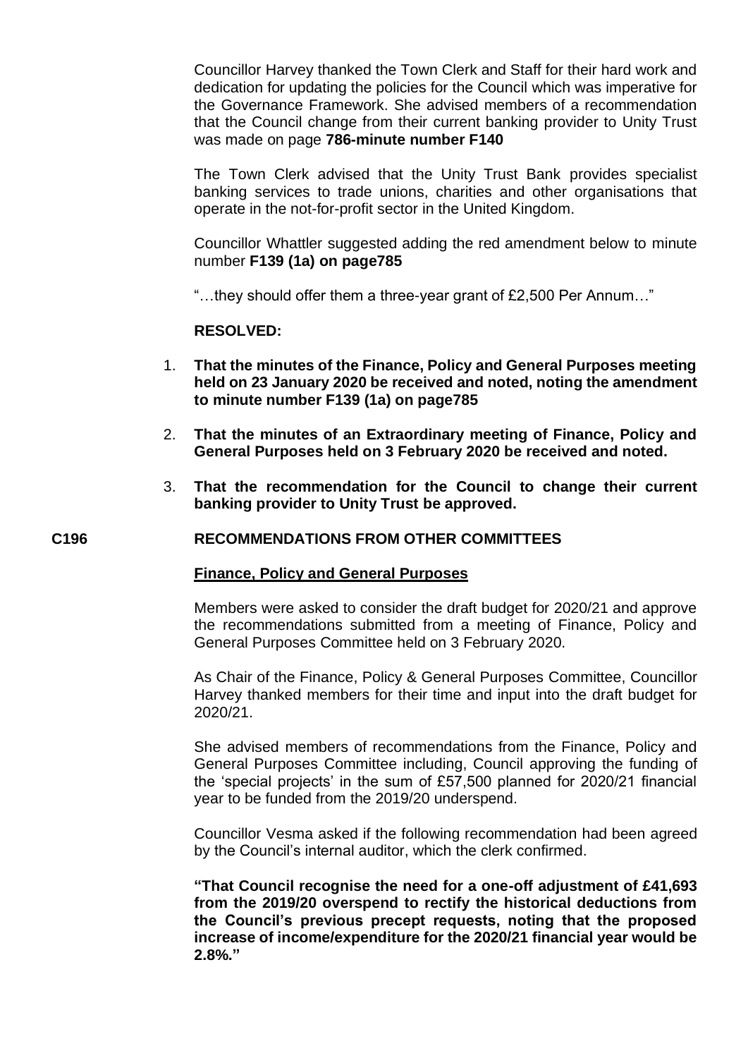Councillor Harvey thanked the Town Clerk and Staff for their hard work and dedication for updating the policies for the Council which was imperative for the Governance Framework. She advised members of a recommendation that the Council change from their current banking provider to Unity Trust was made on page **786-minute number F140**

The Town Clerk advised that the Unity Trust Bank provides specialist banking services to trade unions, charities and other organisations that operate in the not-for-profit sector in the United Kingdom.

Councillor Whattler suggested adding the red amendment below to minute number **F139 (1a) on page785**

"…they should offer them a three-year grant of £2,500 Per Annum…"

**RESOLVED:**

1. **That the minutes of the Finance, Policy and General Purposes meeting held on 23 January 2020 be received and noted, noting the amendment to minute number F139 (1a) on page785**
2. **That the minutes of an Extraordinary meeting of Finance, Policy and General Purposes held on 3 February 2020 be received and noted.**
3. **That the recommendation for the Council to change their current banking provider to Unity Trust be approved.**

## C196 RECOMMENDATIONS FROM OTHER COMMITTEES

**Finance, Policy and General Purposes**

Members were asked to consider the draft budget for 2020/21 and approve the recommendations submitted from a meeting of Finance, Policy and General Purposes Committee held on 3 February 2020.

As Chair of the Finance, Policy & General Purposes Committee, Councillor Harvey thanked members for their time and input into the draft budget for 2020/21.

She advised members of recommendations from the Finance, Policy and General Purposes Committee including, Council approving the funding of the 'special projects' in the sum of £57,500 planned for 2020/21 financial year to be funded from the 2019/20 underspend.

Councillor Vesma asked if the following recommendation had been agreed by the Council's internal auditor, which the clerk confirmed.

**"That Council recognise the need for a one-off adjustment of £41,693 from the 2019/20 overspend to rectify the historical deductions from the Council's previous precept requests, noting that the proposed increase of income/expenditure for the 2020/21 financial year would be 2.8%."**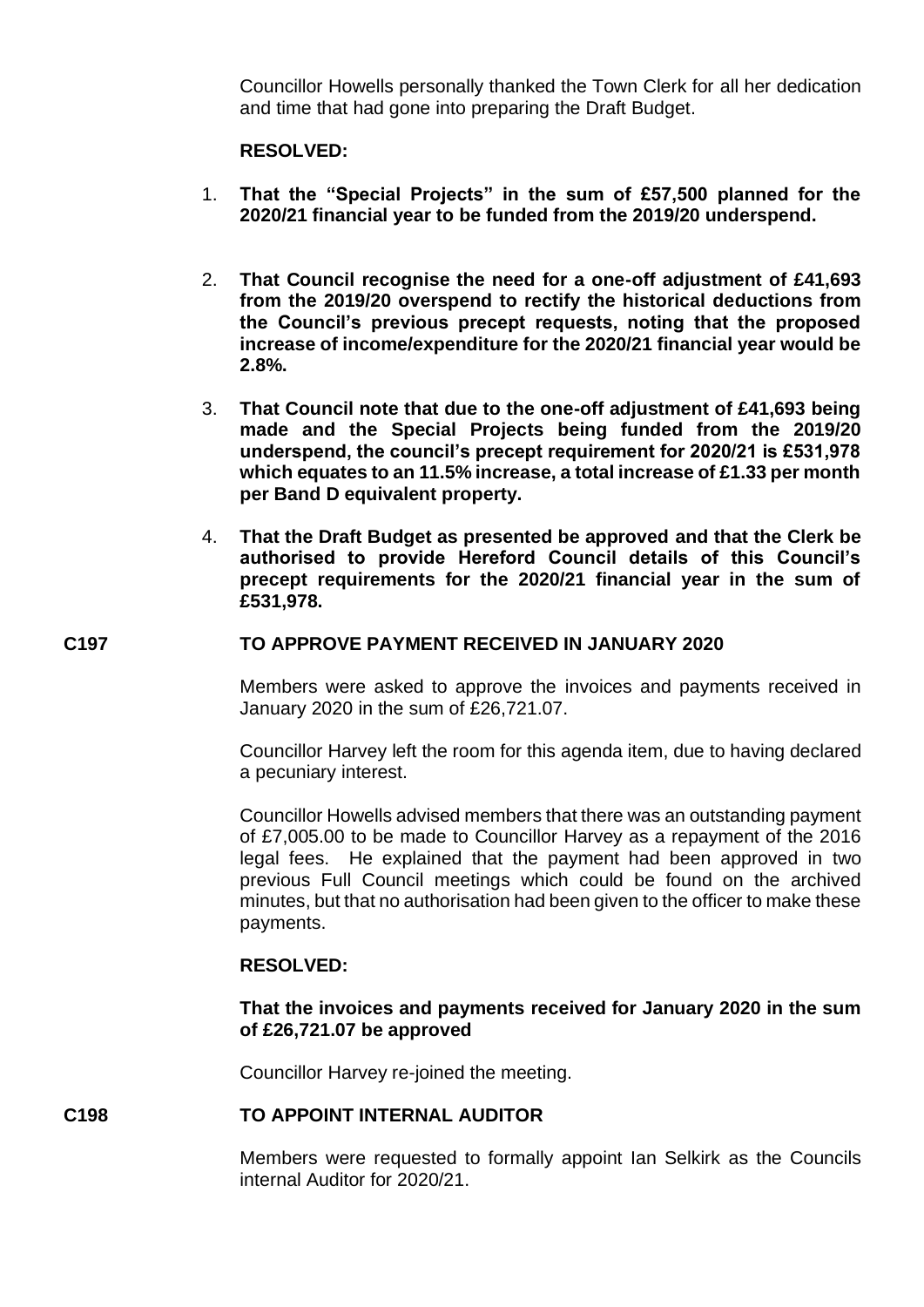Councillor Howells personally thanked the Town Clerk for all her dedication and time that had gone into preparing the Draft Budget.

**RESOLVED:**

1. **That the "Special Projects" in the sum of £57,500 planned for the 2020/21 financial year to be funded from the 2019/20 underspend.**

2. **That Council recognise the need for a one-off adjustment of £41,693 from the 2019/20 overspend to rectify the historical deductions from the Council's previous precept requests, noting that the proposed increase of income/expenditure for the 2020/21 financial year would be 2.8%.**

3. **That Council note that due to the one-off adjustment of £41,693 being made and the Special Projects being funded from the 2019/20 underspend, the council's precept requirement for 2020/21 is £531,978 which equates to an 11.5% increase, a total increase of £1.33 per month per Band D equivalent property.**

4. **That the Draft Budget as presented be approved and that the Clerk be authorised to provide Hereford Council details of this Council's precept requirements for the 2020/21 financial year in the sum of £531,978.**

## C197 TO APPROVE PAYMENT RECEIVED IN JANUARY 2020

Members were asked to approve the invoices and payments received in January 2020 in the sum of £26,721.07.

Councillor Harvey left the room for this agenda item, due to having declared a pecuniary interest.

Councillor Howells advised members that there was an outstanding payment of £7,005.00 to be made to Councillor Harvey as a repayment of the 2016 legal fees. He explained that the payment had been approved in two previous Full Council meetings which could be found on the archived minutes, but that no authorisation had been given to the officer to make these payments.

**RESOLVED:**

**That the invoices and payments received for January 2020 in the sum of £26,721.07 be approved**

Councillor Harvey re-joined the meeting.

## C198 TO APPOINT INTERNAL AUDITOR

Members were requested to formally appoint Ian Selkirk as the Councils internal Auditor for 2020/21.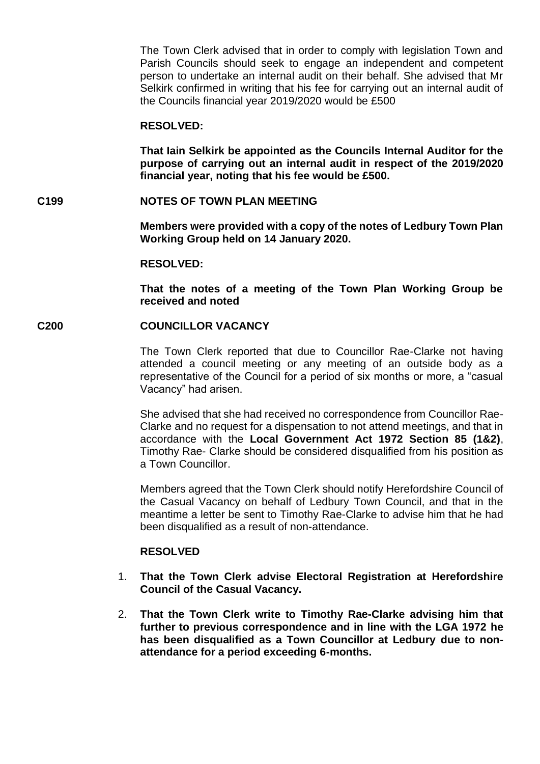The Town Clerk advised that in order to comply with legislation Town and Parish Councils should seek to engage an independent and competent person to undertake an internal audit on their behalf. She advised that Mr Selkirk confirmed in writing that his fee for carrying out an internal audit of the Councils financial year 2019/2020 would be £500

**RESOLVED:**

**That Iain Selkirk be appointed as the Councils Internal Auditor for the purpose of carrying out an internal audit in respect of the 2019/2020 financial year, noting that his fee would be £500.**

**C199 NOTES OF TOWN PLAN MEETING**

**Members were provided with a copy of the notes of Ledbury Town Plan Working Group held on 14 January 2020.**

**RESOLVED:**

**That the notes of a meeting of the Town Plan Working Group be received and noted**

**C200 COUNCILLOR VACANCY**

The Town Clerk reported that due to Councillor Rae-Clarke not having attended a council meeting or any meeting of an outside body as a representative of the Council for a period of six months or more, a "casual Vacancy" had arisen.

She advised that she had received no correspondence from Councillor Rae-Clarke and no request for a dispensation to not attend meetings, and that in accordance with the **Local Government Act 1972 Section 85 (1&2)**, Timothy Rae- Clarke should be considered disqualified from his position as a Town Councillor.

Members agreed that the Town Clerk should notify Herefordshire Council of the Casual Vacancy on behalf of Ledbury Town Council, and that in the meantime a letter be sent to Timothy Rae-Clarke to advise him that he had been disqualified as a result of non-attendance.

**RESOLVED**

1. **That the Town Clerk advise Electoral Registration at Herefordshire Council of the Casual Vacancy.**
2. **That the Town Clerk write to Timothy Rae-Clarke advising him that further to previous correspondence and in line with the LGA 1972 he has been disqualified as a Town Councillor at Ledbury due to non-attendance for a period exceeding 6-months.**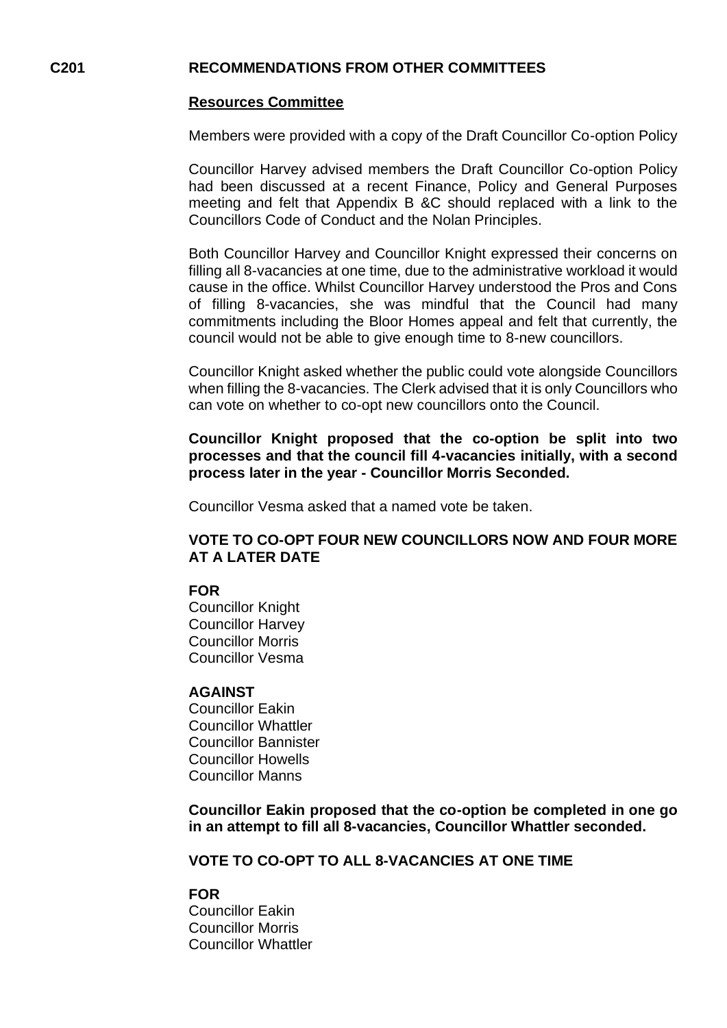**C201 RECOMMENDATIONS FROM OTHER COMMITTEES**

**Resources Committee**

Members were provided with a copy of the Draft Councillor Co-option Policy

Councillor Harvey advised members the Draft Councillor Co-option Policy had been discussed at a recent Finance, Policy and General Purposes meeting and felt that Appendix B &C should replaced with a link to the Councillors Code of Conduct and the Nolan Principles.

Both Councillor Harvey and Councillor Knight expressed their concerns on filling all 8-vacancies at one time, due to the administrative workload it would cause in the office. Whilst Councillor Harvey understood the Pros and Cons of filling 8-vacancies, she was mindful that the Council had many commitments including the Bloor Homes appeal and felt that currently, the council would not be able to give enough time to 8-new councillors.

Councillor Knight asked whether the public could vote alongside Councillors when filling the 8-vacancies. The Clerk advised that it is only Councillors who can vote on whether to co-opt new councillors onto the Council.

**Councillor Knight proposed that the co-option be split into two processes and that the council fill 4-vacancies initially, with a second process later in the year - Councillor Morris Seconded.**

Councillor Vesma asked that a named vote be taken.

**VOTE TO CO-OPT FOUR NEW COUNCILLORS NOW AND FOUR MORE AT A LATER DATE**

**FOR**
Councillor Knight
Councillor Harvey
Councillor Morris
Councillor Vesma

**AGAINST**
Councillor Eakin
Councillor Whattler
Councillor Bannister
Councillor Howells
Councillor Manns

**Councillor Eakin proposed that the co-option be completed in one go in an attempt to fill all 8-vacancies, Councillor Whattler seconded.**

**VOTE TO CO-OPT TO ALL 8-VACANCIES AT ONE TIME**

**FOR**
Councillor Eakin
Councillor Morris
Councillor Whattler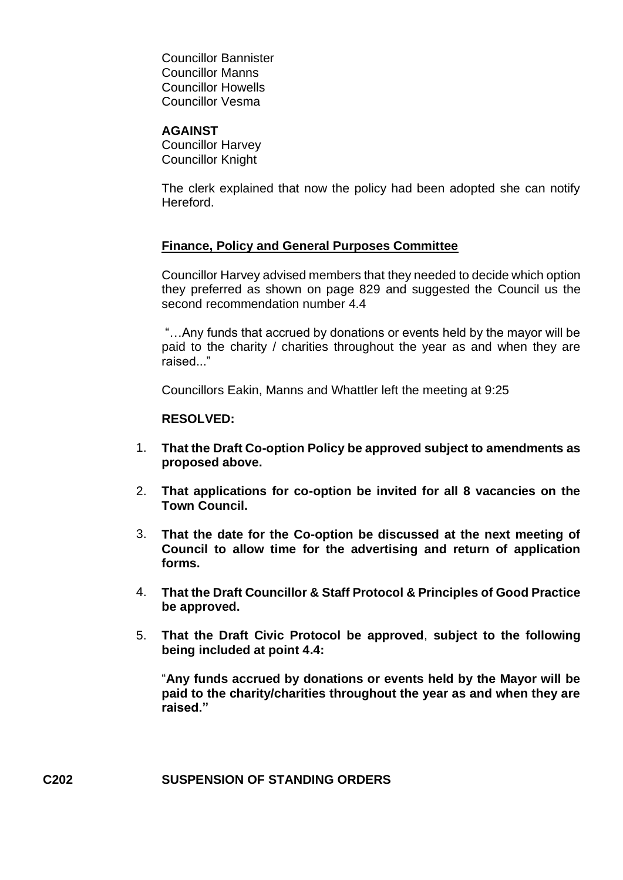Councillor Bannister
Councillor Manns
Councillor Howells
Councillor Vesma

**AGAINST**
Councillor Harvey
Councillor Knight

The clerk explained that now the policy had been adopted she can notify Hereford.

**Finance, Policy and General Purposes Committee**

Councillor Harvey advised members that they needed to decide which option they preferred as shown on page 829 and suggested the Council us the second recommendation number 4.4

"…Any funds that accrued by donations or events held by the mayor will be paid to the charity / charities throughout the year as and when they are raised..."

Councillors Eakin, Manns and Whattler left the meeting at 9:25

**RESOLVED:**

1. **That the Draft Co-option Policy be approved subject to amendments as proposed above.**
2. **That applications for co-option be invited for all 8 vacancies on the Town Council.**
3. **That the date for the Co-option be discussed at the next meeting of Council to allow time for the advertising and return of application forms.**
4. **That the Draft Councillor & Staff Protocol & Principles of Good Practice be approved.**
5. **That the Draft Civic Protocol be approved**, **subject to the following being included at point 4.4:**

   "**Any funds accrued by donations or events held by the Mayor will be paid to the charity/charities throughout the year as and when they are raised.**"

**C202 SUSPENSION OF STANDING ORDERS**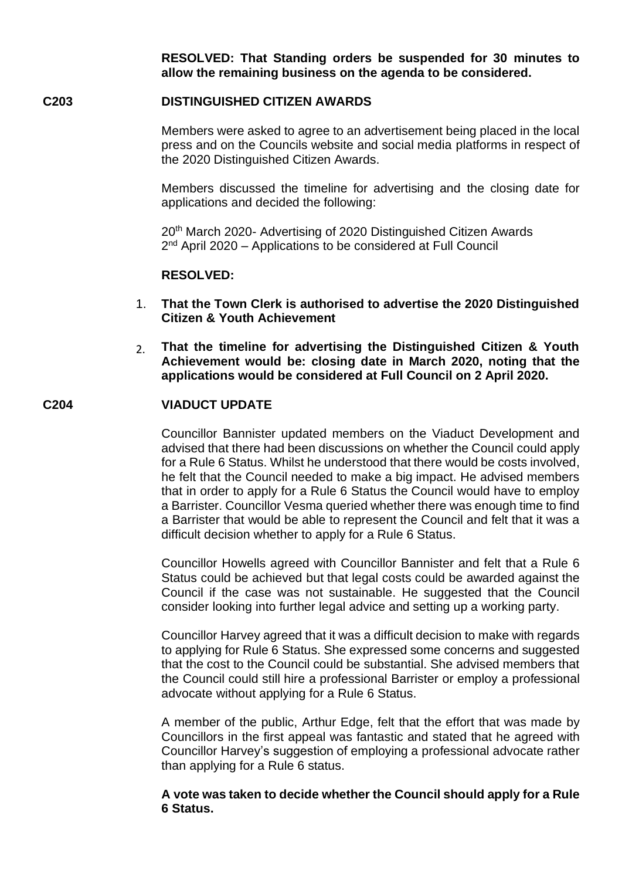**RESOLVED: That Standing orders be suspended for 30 minutes to allow the remaining business on the agenda to be considered.**

## C203 DISTINGUISHED CITIZEN AWARDS

Members were asked to agree to an advertisement being placed in the local press and on the Councils website and social media platforms in respect of the 2020 Distinguished Citizen Awards.

Members discussed the timeline for advertising and the closing date for applications and decided the following:

20th March 2020- Advertising of 2020 Distinguished Citizen Awards
2nd April 2020 – Applications to be considered at Full Council

**RESOLVED:**

1. **That the Town Clerk is authorised to advertise the 2020 Distinguished Citizen & Youth Achievement**
2. **That the timeline for advertising the Distinguished Citizen & Youth Achievement would be: closing date in March 2020, noting that the applications would be considered at Full Council on 2 April 2020.**

## C204 VIADUCT UPDATE

Councillor Bannister updated members on the Viaduct Development and advised that there had been discussions on whether the Council could apply for a Rule 6 Status. Whilst he understood that there would be costs involved, he felt that the Council needed to make a big impact. He advised members that in order to apply for a Rule 6 Status the Council would have to employ a Barrister. Councillor Vesma queried whether there was enough time to find a Barrister that would be able to represent the Council and felt that it was a difficult decision whether to apply for a Rule 6 Status.

Councillor Howells agreed with Councillor Bannister and felt that a Rule 6 Status could be achieved but that legal costs could be awarded against the Council if the case was not sustainable. He suggested that the Council consider looking into further legal advice and setting up a working party.

Councillor Harvey agreed that it was a difficult decision to make with regards to applying for Rule 6 Status. She expressed some concerns and suggested that the cost to the Council could be substantial. She advised members that the Council could still hire a professional Barrister or employ a professional advocate without applying for a Rule 6 Status.

A member of the public, Arthur Edge, felt that the effort that was made by Councillors in the first appeal was fantastic and stated that he agreed with Councillor Harvey's suggestion of employing a professional advocate rather than applying for a Rule 6 status.

**A vote was taken to decide whether the Council should apply for a Rule 6 Status.**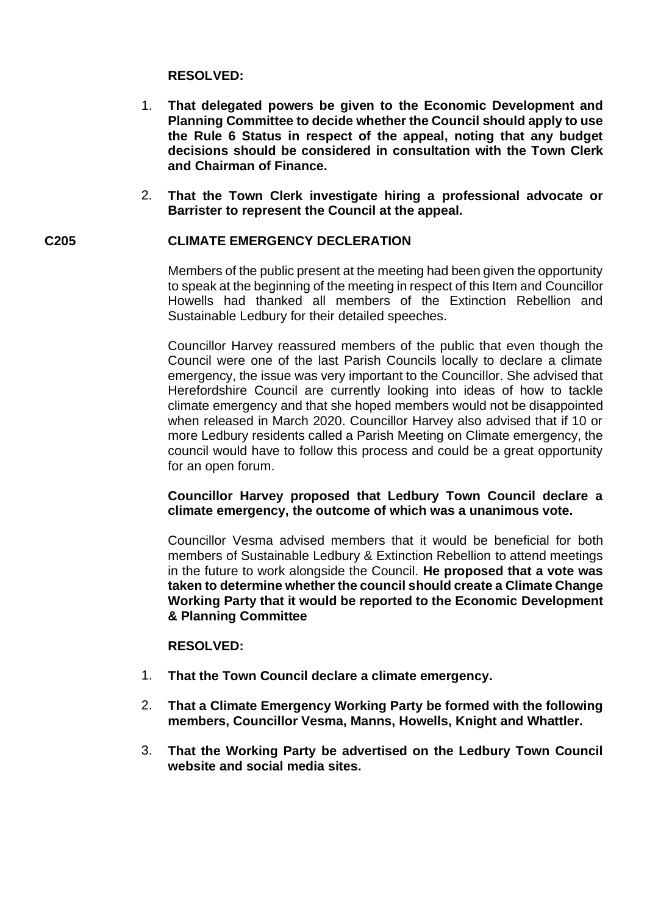**RESOLVED:**

1. **That delegated powers be given to the Economic Development and Planning Committee to decide whether the Council should apply to use the Rule 6 Status in respect of the appeal, noting that any budget decisions should be considered in consultation with the Town Clerk and Chairman of Finance.**

2. **That the Town Clerk investigate hiring a professional advocate or Barrister to represent the Council at the appeal.**

## C205 CLIMATE EMERGENCY DECLERATION

Members of the public present at the meeting had been given the opportunity to speak at the beginning of the meeting in respect of this Item and Councillor Howells had thanked all members of the Extinction Rebellion and Sustainable Ledbury for their detailed speeches.

Councillor Harvey reassured members of the public that even though the Council were one of the last Parish Councils locally to declare a climate emergency, the issue was very important to the Councillor. She advised that Herefordshire Council are currently looking into ideas of how to tackle climate emergency and that she hoped members would not be disappointed when released in March 2020. Councillor Harvey also advised that if 10 or more Ledbury residents called a Parish Meeting on Climate emergency, the council would have to follow this process and could be a great opportunity for an open forum.

**Councillor Harvey proposed that Ledbury Town Council declare a climate emergency, the outcome of which was a unanimous vote.**

Councillor Vesma advised members that it would be beneficial for both members of Sustainable Ledbury & Extinction Rebellion to attend meetings in the future to work alongside the Council. **He proposed that a vote was taken to determine whether the council should create a Climate Change Working Party that it would be reported to the Economic Development & Planning Committee**

**RESOLVED:**

1. **That the Town Council declare a climate emergency.**

2. **That a Climate Emergency Working Party be formed with the following members, Councillor Vesma, Manns, Howells, Knight and Whattler.**

3. **That the Working Party be advertised on the Ledbury Town Council website and social media sites.**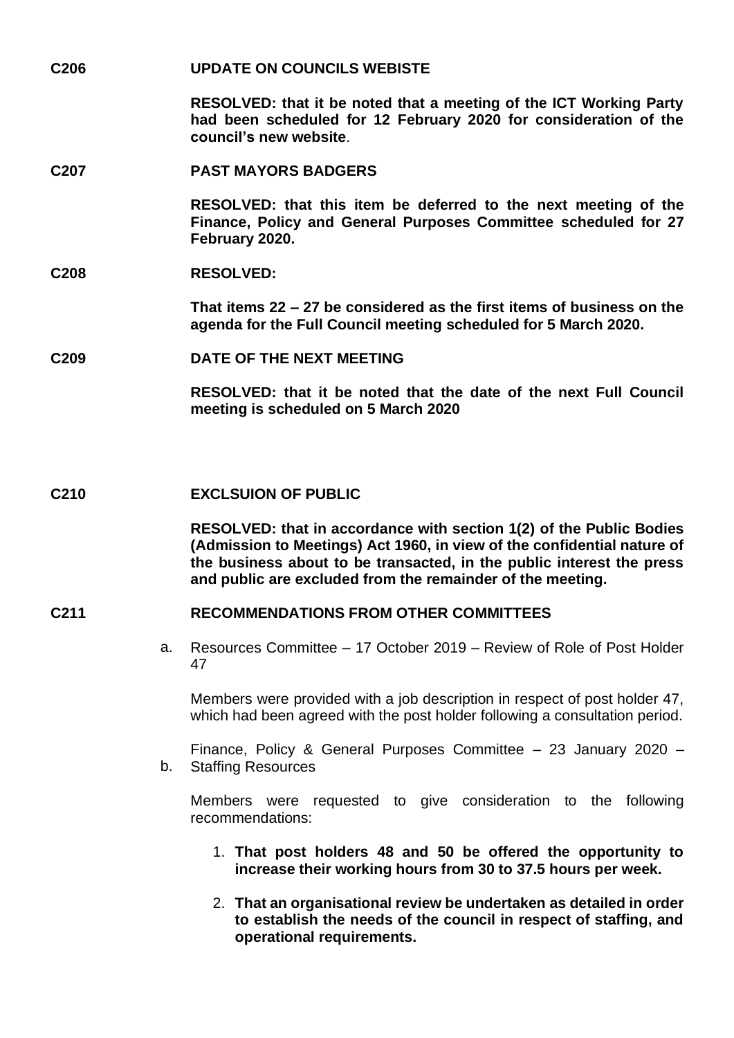**C206 UPDATE ON COUNCILS WEBISTE**

**RESOLVED: that it be noted that a meeting of the ICT Working Party had been scheduled for 12 February 2020 for consideration of the council's new website**.

**C207 PAST MAYORS BADGERS**

**RESOLVED: that this item be deferred to the next meeting of the Finance, Policy and General Purposes Committee scheduled for 27 February 2020.**

**C208 RESOLVED:**

**That items 22 – 27 be considered as the first items of business on the agenda for the Full Council meeting scheduled for 5 March 2020.**

**C209 DATE OF THE NEXT MEETING**

**RESOLVED: that it be noted that the date of the next Full Council meeting is scheduled on 5 March 2020**

**C210 EXCLSUION OF PUBLIC**

**RESOLVED: that in accordance with section 1(2) of the Public Bodies (Admission to Meetings) Act 1960, in view of the confidential nature of the business about to be transacted, in the public interest the press and public are excluded from the remainder of the meeting.**

**C211 RECOMMENDATIONS FROM OTHER COMMITTEES**

a. Resources Committee – 17 October 2019 – Review of Role of Post Holder 47

Members were provided with a job description in respect of post holder 47, which had been agreed with the post holder following a consultation period.

b. Finance, Policy & General Purposes Committee – 23 January 2020 – Staffing Resources

Members were requested to give consideration to the following recommendations:

1. **That post holders 48 and 50 be offered the opportunity to increase their working hours from 30 to 37.5 hours per week.**

2. **That an organisational review be undertaken as detailed in order to establish the needs of the council in respect of staffing, and operational requirements.**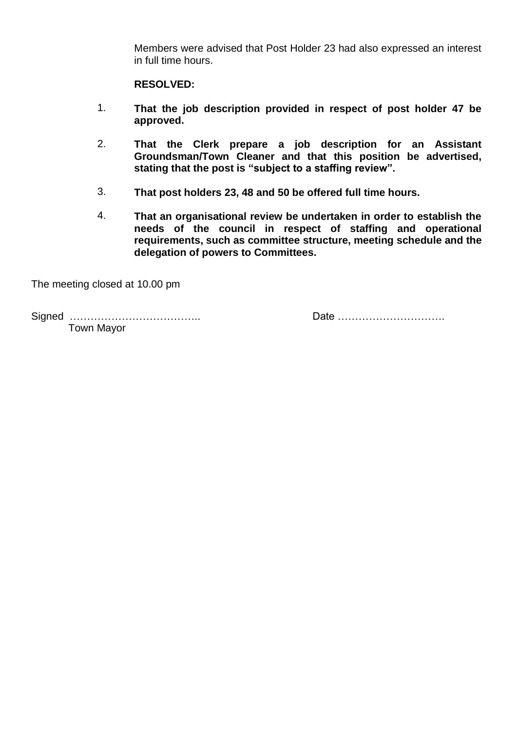Members were advised that Post Holder 23 had also expressed an interest in full time hours.

**RESOLVED:**

1. **That the job description provided in respect of post holder 47 be approved.**

2. **That the Clerk prepare a job description for an Assistant Groundsman/Town Cleaner and that this position be advertised, stating that the post is "subject to a staffing review".**

3. **That post holders 23, 48 and 50 be offered full time hours.**

4. **That an organisational review be undertaken in order to establish the needs of the council in respect of staffing and operational requirements, such as committee structure, meeting schedule and the delegation of powers to Committees.**

The meeting closed at 10.00 pm

Signed ……………………………….. Date ………………………….

Town Mayor